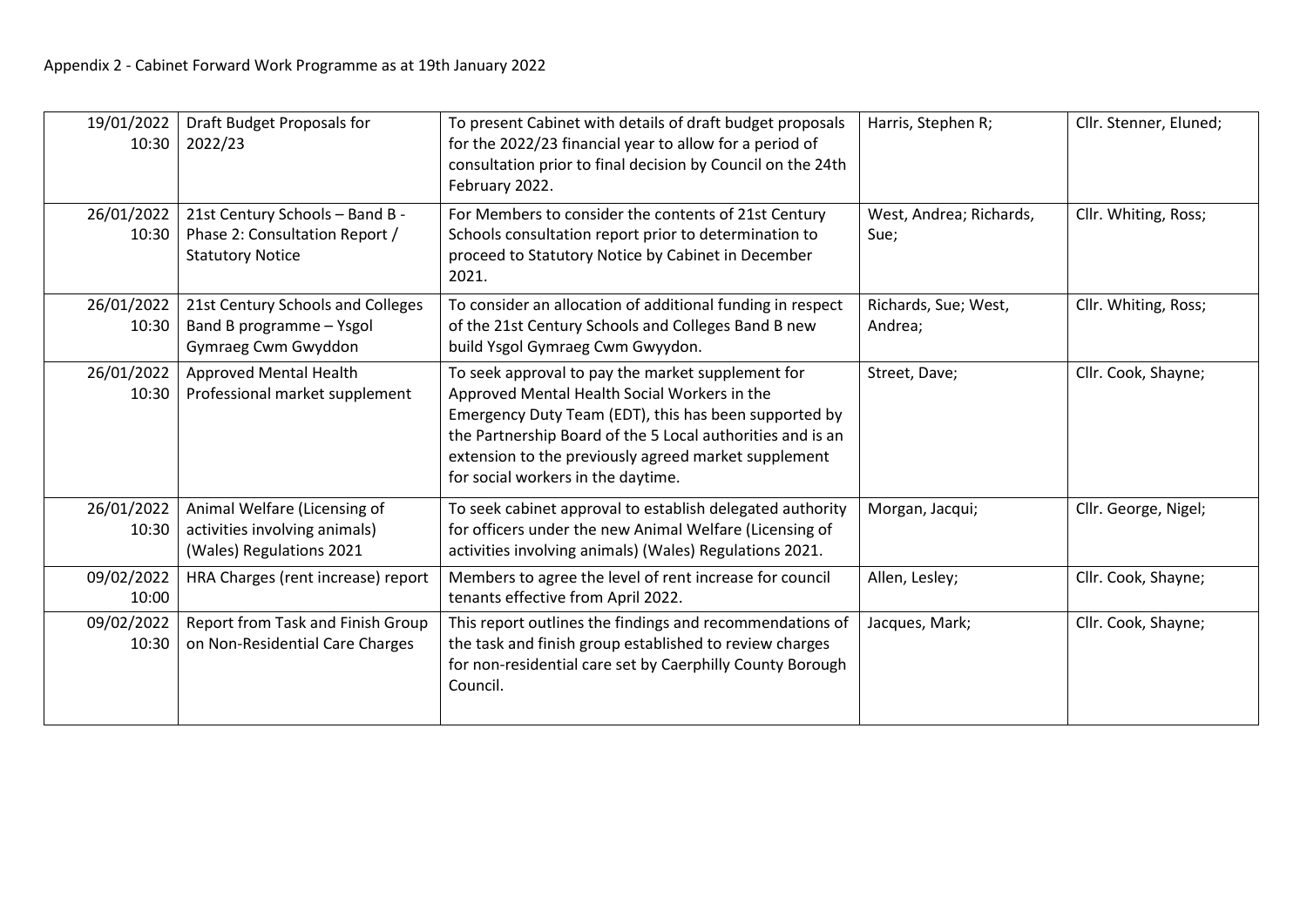Appendix 2 - Cabinet Forward Work Programme as at 19th January 2022

| | | | | |
|---|---|---|---|---|
| 19/01/2022 10:30 | Draft Budget Proposals for 2022/23 | To present Cabinet with details of draft budget proposals for the 2022/23 financial year to allow for a period of consultation prior to final decision by Council on the 24th February 2022. | Harris, Stephen R; | Cllr. Stenner, Eluned; |
| 26/01/2022 10:30 | 21st Century Schools – Band B - Phase 2: Consultation Report / Statutory Notice | For Members to consider the contents of 21st Century Schools consultation report prior to determination to proceed to Statutory Notice by Cabinet in December 2021. | West, Andrea; Richards, Sue; | Cllr. Whiting, Ross; |
| 26/01/2022 10:30 | 21st Century Schools and Colleges Band B programme – Ysgol Gymraeg Cwm Gwyddon | To consider an allocation of additional funding in respect of the 21st Century Schools and Colleges Band B new build Ysgol Gymraeg Cwm Gwyydon. | Richards, Sue; West, Andrea; | Cllr. Whiting, Ross; |
| 26/01/2022 10:30 | Approved Mental Health Professional market supplement | To seek approval to pay the market supplement for Approved Mental Health Social Workers in the Emergency Duty Team (EDT), this has been supported by the Partnership Board of the 5 Local authorities and is an extension to the previously agreed market supplement for social workers in the daytime. | Street, Dave; | Cllr. Cook, Shayne; |
| 26/01/2022 10:30 | Animal Welfare (Licensing of activities involving animals) (Wales) Regulations 2021 | To seek cabinet approval to establish delegated authority for officers under the new Animal Welfare (Licensing of activities involving animals) (Wales) Regulations 2021. | Morgan, Jacqui; | Cllr. George, Nigel; |
| 09/02/2022 10:00 | HRA Charges (rent increase) report | Members to agree the level of rent increase for council tenants effective from April 2022. | Allen, Lesley; | Cllr. Cook, Shayne; |
| 09/02/2022 10:30 | Report from Task and Finish Group on Non-Residential Care Charges | This report outlines the findings and recommendations of the task and finish group established to review charges for non-residential care set by Caerphilly County Borough Council. | Jacques, Mark; | Cllr. Cook, Shayne; |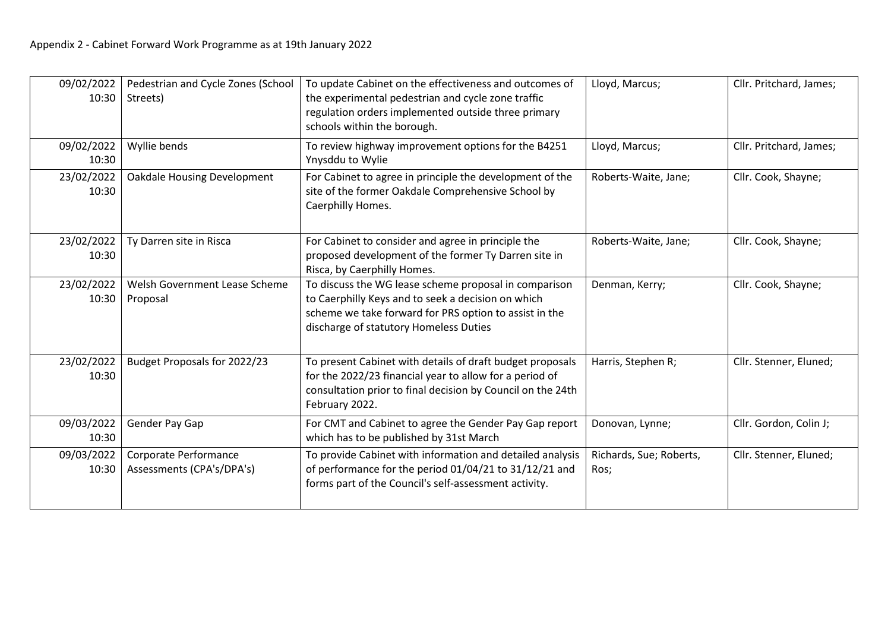Appendix 2 - Cabinet Forward Work Programme as at 19th January 2022

| | | | | |
|---|---|---|---|---|
| 09/02/2022 10:30 | Pedestrian and Cycle Zones (School Streets) | To update Cabinet on the effectiveness and outcomes of the experimental pedestrian and cycle zone traffic regulation orders implemented outside three primary schools within the borough. | Lloyd, Marcus; | Cllr. Pritchard, James; |
| 09/02/2022 10:30 | Wyllie bends | To review highway improvement options for the B4251 Ynysddu to Wylie | Lloyd, Marcus; | Cllr. Pritchard, James; |
| 23/02/2022 10:30 | Oakdale Housing Development | For Cabinet to agree in principle the development of the site of the former Oakdale Comprehensive School by Caerphilly Homes. | Roberts-Waite, Jane; | Cllr. Cook, Shayne; |
| 23/02/2022 10:30 | Ty Darren site in Risca | For Cabinet to consider and agree in principle the proposed development of the former Ty Darren site in Risca, by Caerphilly Homes. | Roberts-Waite, Jane; | Cllr. Cook, Shayne; |
| 23/02/2022 10:30 | Welsh Government Lease Scheme Proposal | To discuss the WG lease scheme proposal in comparison to Caerphilly Keys and to seek a decision on which scheme we take forward for PRS option to assist in the discharge of statutory Homeless Duties | Denman, Kerry; | Cllr. Cook, Shayne; |
| 23/02/2022 10:30 | Budget Proposals for 2022/23 | To present Cabinet with details of draft budget proposals for the 2022/23 financial year to allow for a period of consultation prior to final decision by Council on the 24th February 2022. | Harris, Stephen R; | Cllr. Stenner, Eluned; |
| 09/03/2022 10:30 | Gender Pay Gap | For CMT and Cabinet to agree the Gender Pay Gap report which has to be published by 31st March | Donovan, Lynne; | Cllr. Gordon, Colin J; |
| 09/03/2022 10:30 | Corporate Performance Assessments (CPA's/DPA's) | To provide Cabinet with information and detailed analysis of performance for the period 01/04/21 to 31/12/21 and forms part of the Council's self-assessment activity. | Richards, Sue; Roberts, Ros; | Cllr. Stenner, Eluned; |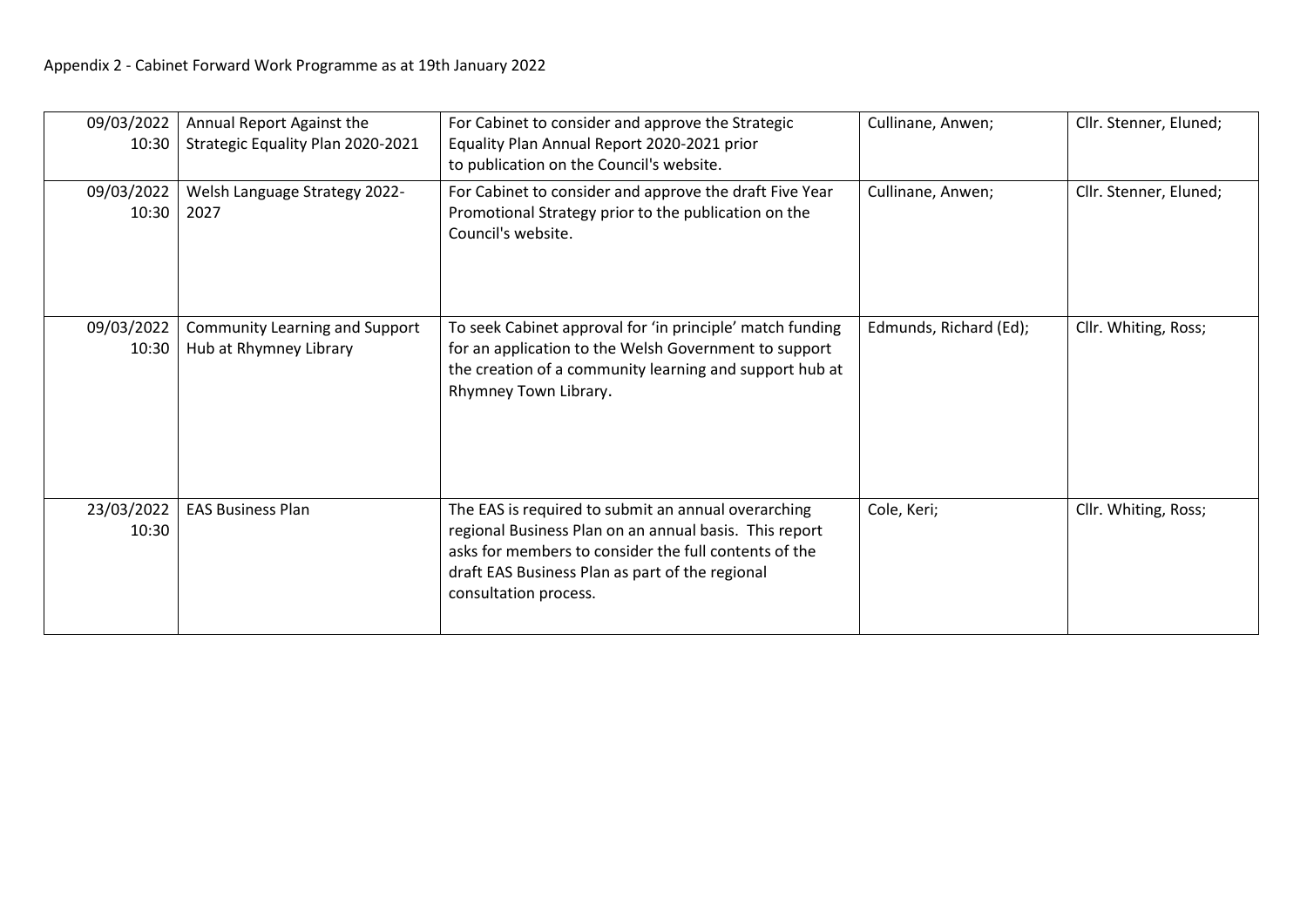Appendix 2 - Cabinet Forward Work Programme as at 19th January 2022

| | | | | |
|---|---|---|---|---|
| 09/03/2022 10:30 | Annual Report Against the Strategic Equality Plan 2020-2021 | For Cabinet to consider and approve the Strategic Equality Plan Annual Report 2020-2021 prior to publication on the Council's website. | Cullinane, Anwen; | Cllr. Stenner, Eluned; |
| 09/03/2022 10:30 | Welsh Language Strategy 2022-2027 | For Cabinet to consider and approve the draft Five Year Promotional Strategy prior to the publication on the Council's website. | Cullinane, Anwen; | Cllr. Stenner, Eluned; |
| 09/03/2022 10:30 | Community Learning and Support Hub at Rhymney Library | To seek Cabinet approval for 'in principle' match funding for an application to the Welsh Government to support the creation of a community learning and support hub at Rhymney Town Library. | Edmunds, Richard (Ed); | Cllr. Whiting, Ross; |
| 23/03/2022 10:30 | EAS Business Plan | The EAS is required to submit an annual overarching regional Business Plan on an annual basis. This report asks for members to consider the full contents of the draft EAS Business Plan as part of the regional consultation process. | Cole, Keri; | Cllr. Whiting, Ross; |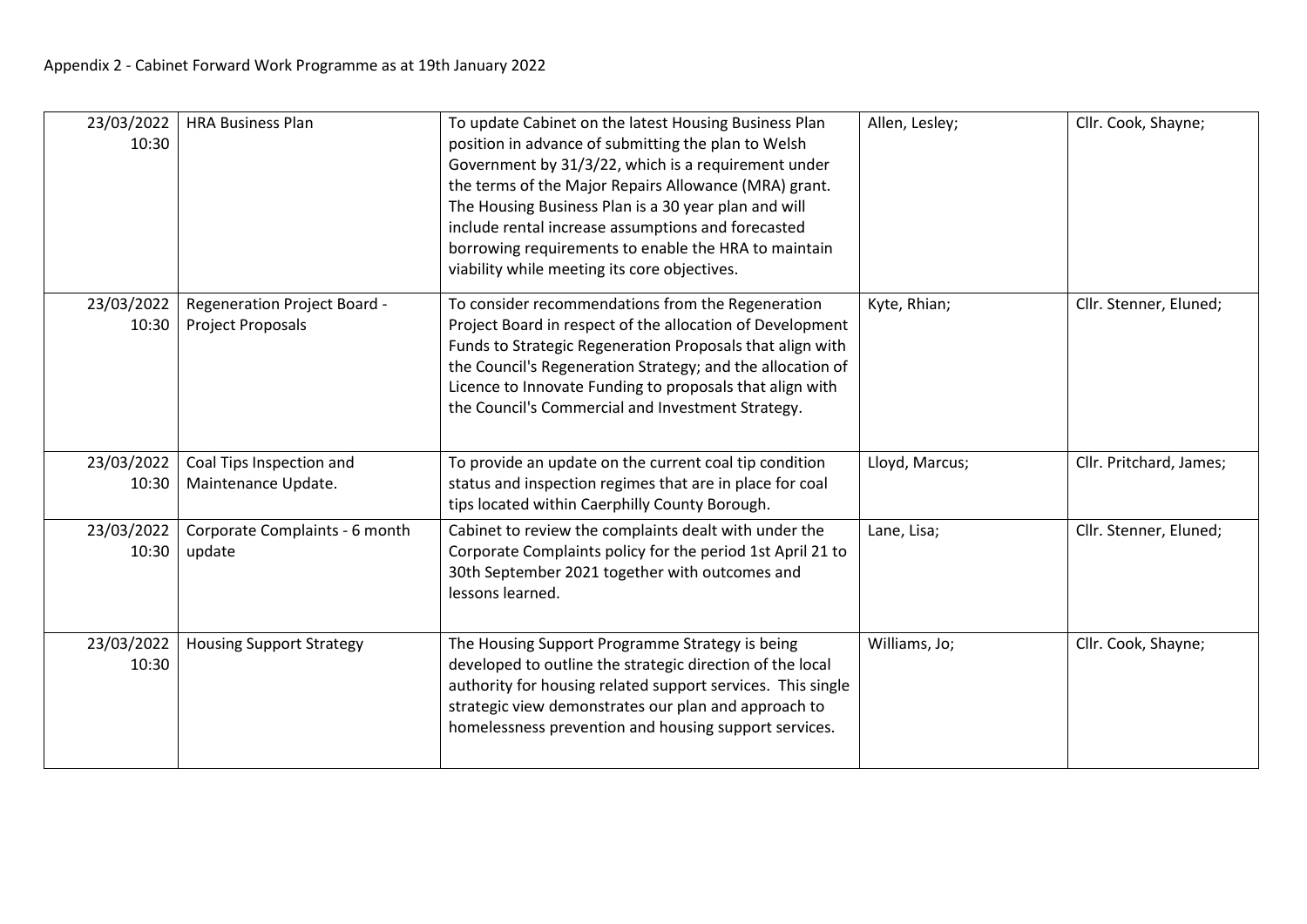Appendix 2 - Cabinet Forward Work Programme as at 19th January 2022

| | | | | |
|---|---|---|---|---|
| 23/03/2022 10:30 | HRA Business Plan | To update Cabinet on the latest Housing Business Plan position in advance of submitting the plan to Welsh Government by 31/3/22, which is a requirement under the terms of the Major Repairs Allowance (MRA) grant. The Housing Business Plan is a 30 year plan and will include rental increase assumptions and forecasted borrowing requirements to enable the HRA to maintain viability while meeting its core objectives. | Allen, Lesley; | Cllr. Cook, Shayne; |
| 23/03/2022 10:30 | Regeneration Project Board - Project Proposals | To consider recommendations from the Regeneration Project Board in respect of the allocation of Development Funds to Strategic Regeneration Proposals that align with the Council's Regeneration Strategy; and the allocation of Licence to Innovate Funding to proposals that align with the Council's Commercial and Investment Strategy. | Kyte, Rhian; | Cllr. Stenner, Eluned; |
| 23/03/2022 10:30 | Coal Tips Inspection and Maintenance Update. | To provide an update on the current coal tip condition status and inspection regimes that are in place for coal tips located within Caerphilly County Borough. | Lloyd, Marcus; | Cllr. Pritchard, James; |
| 23/03/2022 10:30 | Corporate Complaints - 6 month update | Cabinet to review the complaints dealt with under the Corporate Complaints policy for the period 1st April 21 to 30th September 2021 together with outcomes and lessons learned. | Lane, Lisa; | Cllr. Stenner, Eluned; |
| 23/03/2022 10:30 | Housing Support Strategy | The Housing Support Programme Strategy is being developed to outline the strategic direction of the local authority for housing related support services. This single strategic view demonstrates our plan and approach to homelessness prevention and housing support services. | Williams, Jo; | Cllr. Cook, Shayne; |